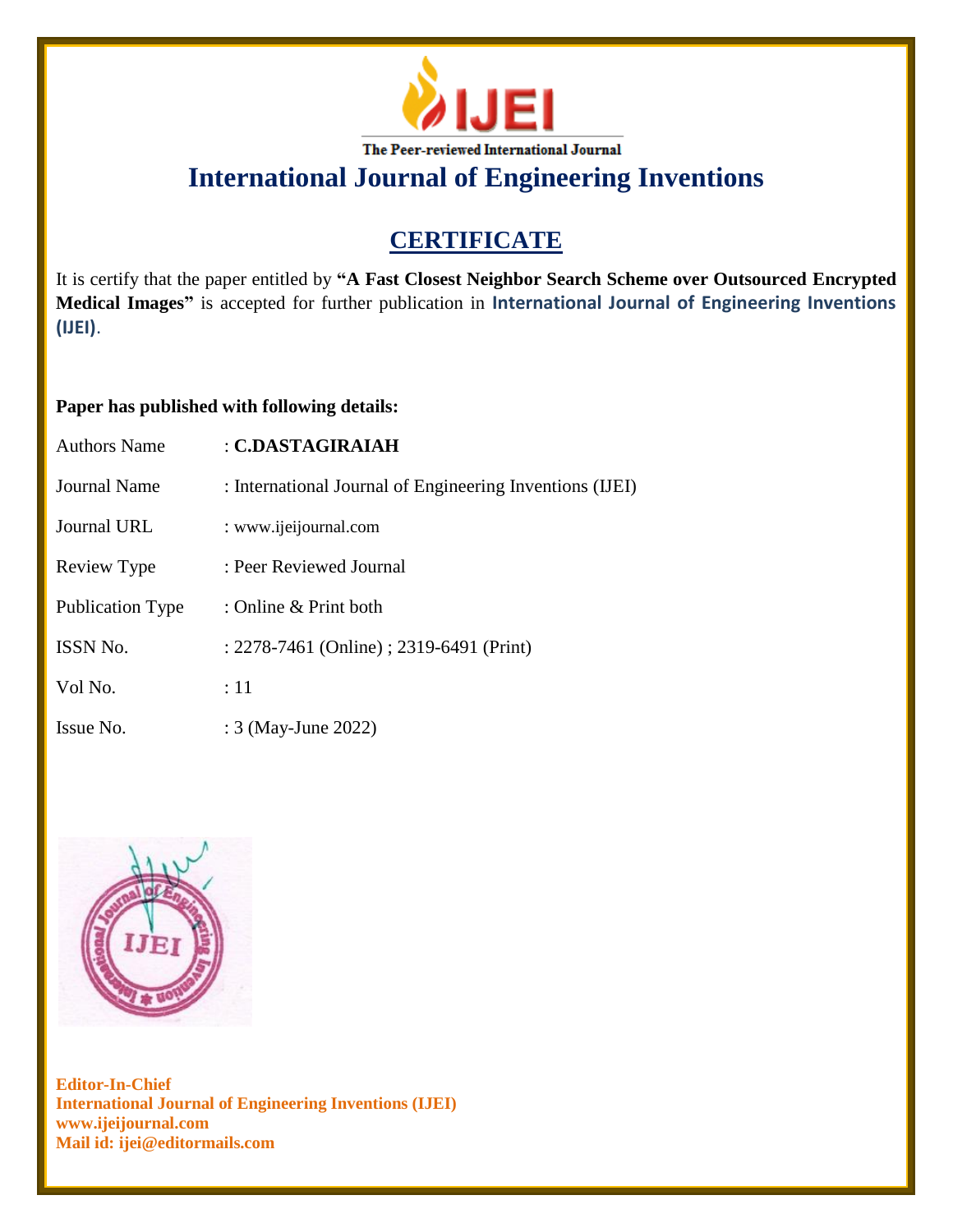IJEI

The Peer-reviewed International Journal

# International Journal of Engineering Inventions

## CERTIFICATE

It is certify that the paper entitled by **"A Fast Closest Neighbor Search Scheme over Outsourced Encrypted Medical Images"** is accepted for further publication in **International Journal of Engineering Inventions (IJEI)**.

**Paper has published with following details:**

| | |
|---|---|
| Authors Name | : **C.DASTAGIRAIAH** |
| Journal Name | : International Journal of Engineering Inventions (IJEI) |
| Journal URL | : www.ijeijournal.com |
| Review Type | : Peer Reviewed Journal |
| Publication Type | : Online & Print both |
| ISSN No. | : 2278-7461 (Online) ; 2319-6491 (Print) |
| Vol No. | : 11 |
| Issue No. | : 3 (May-June 2022) |

**Editor-In-Chief**
**International Journal of Engineering Inventions (IJEI)**
**www.ijeijournal.com**
**Mail id: ijei@editormails.com**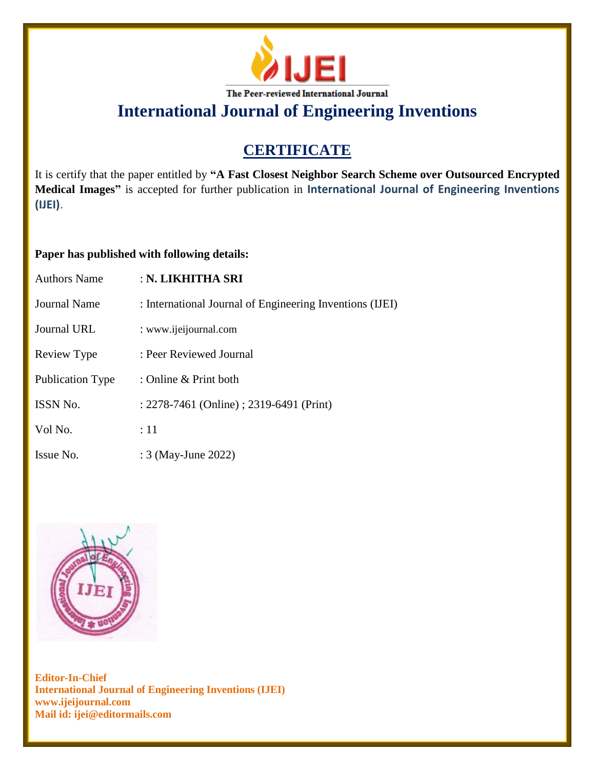IJEI

The Peer-reviewed International Journal

# International Journal of Engineering Inventions

## CERTIFICATE

It is certify that the paper entitled by **"A Fast Closest Neighbor Search Scheme over Outsourced Encrypted Medical Images"** is accepted for further publication in **International Journal of Engineering Inventions (IJEI)**.

**Paper has published with following details:**

| | |
|---|---|
| Authors Name | : **N. LIKHITHA SRI** |
| Journal Name | : International Journal of Engineering Inventions (IJEI) |
| Journal URL | : www.ijeijournal.com |
| Review Type | : Peer Reviewed Journal |
| Publication Type | : Online & Print both |
| ISSN No. | : 2278-7461 (Online) ; 2319-6491 (Print) |
| Vol No. | : 11 |
| Issue No. | : 3 (May-June 2022) |

**Editor-In-Chief**
**International Journal of Engineering Inventions (IJEI)**
**www.ijeijournal.com**
**Mail id: ijei@editormails.com**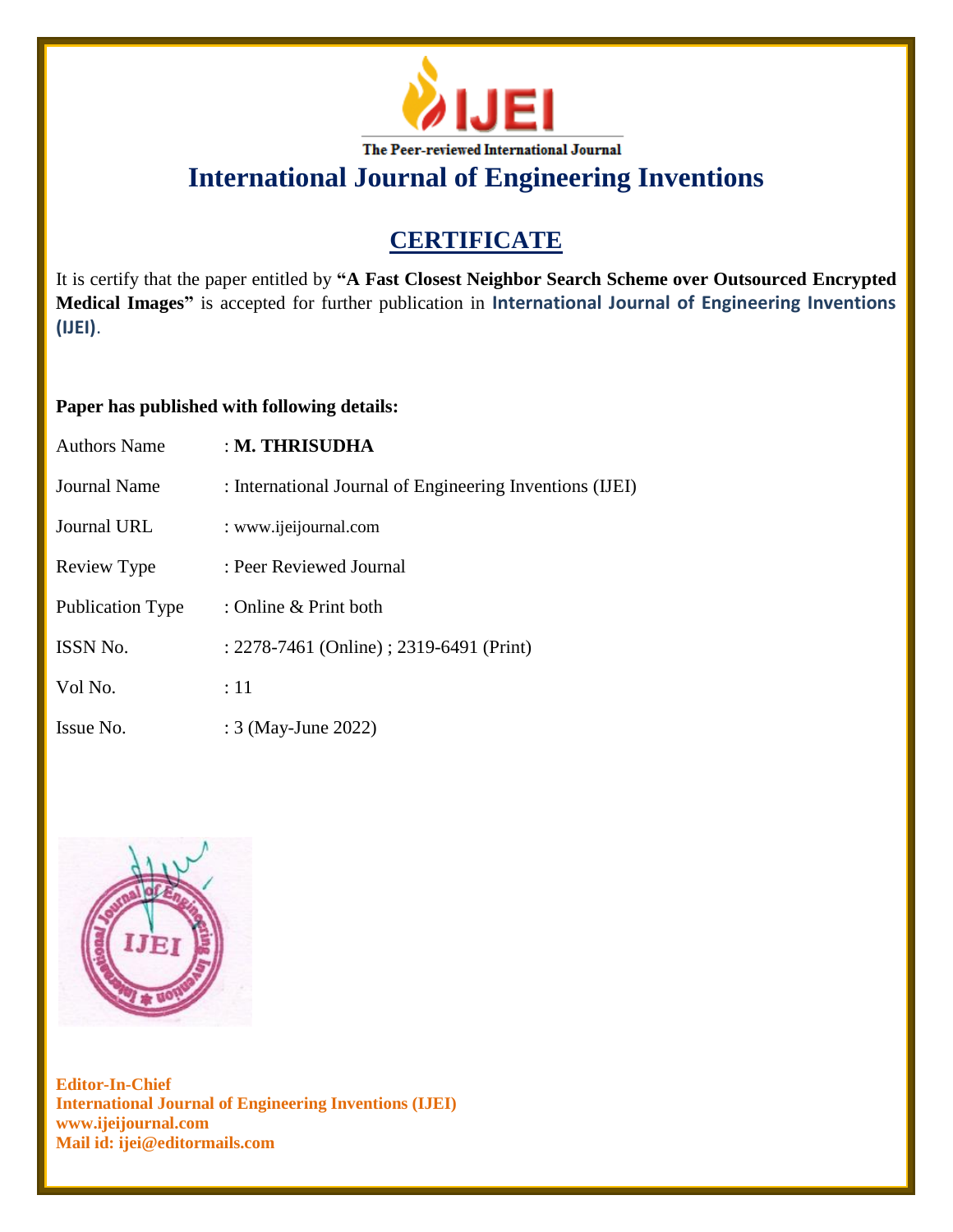IJEI

The Peer-reviewed International Journal

# International Journal of Engineering Inventions

## CERTIFICATE

It is certify that the paper entitled by **"A Fast Closest Neighbor Search Scheme over Outsourced Encrypted Medical Images"** is accepted for further publication in **International Journal of Engineering Inventions (IJEI)**.

**Paper has published with following details:**

| | |
|---|---|
| Authors Name | : **M. THRISUDHA** |
| Journal Name | : International Journal of Engineering Inventions (IJEI) |
| Journal URL | : www.ijeijournal.com |
| Review Type | : Peer Reviewed Journal |
| Publication Type | : Online & Print both |
| ISSN No. | : 2278-7461 (Online) ; 2319-6491 (Print) |
| Vol No. | : 11 |
| Issue No. | : 3 (May-June 2022) |

**Editor-In-Chief**
**International Journal of Engineering Inventions (IJEI)**
**www.ijeijournal.com**
**Mail id: ijei@editormails.com**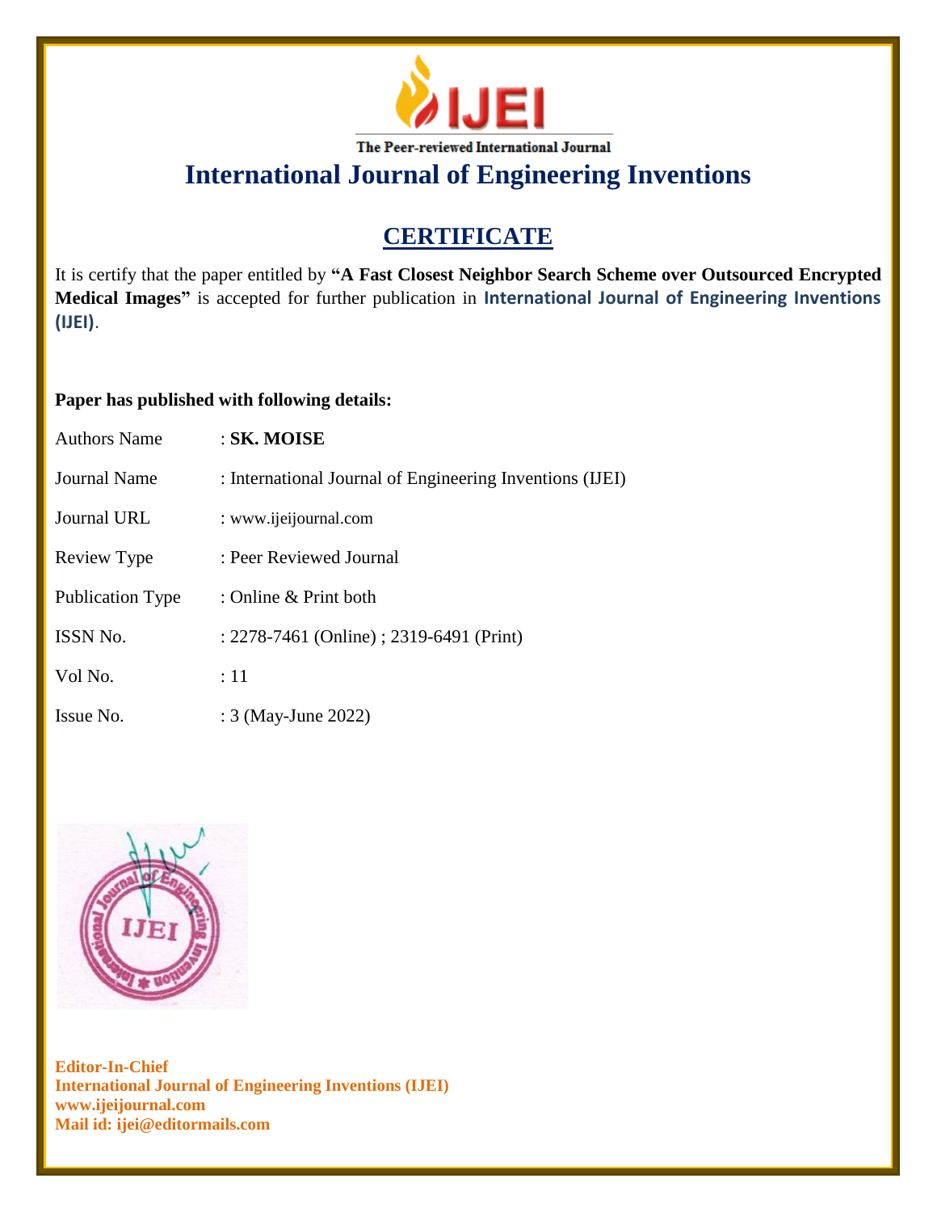IJEI

The Peer-reviewed International Journal

# International Journal of Engineering Inventions

## CERTIFICATE

It is certify that the paper entitled by **"A Fast Closest Neighbor Search Scheme over Outsourced Encrypted Medical Images"** is accepted for further publication in **International Journal of Engineering Inventions (IJEI)**.

**Paper has published with following details:**

| | |
|---|---|
| Authors Name | : **SK. MOISE** |
| Journal Name | : International Journal of Engineering Inventions (IJEI) |
| Journal URL | : www.ijeijournal.com |
| Review Type | : Peer Reviewed Journal |
| Publication Type | : Online & Print both |
| ISSN No. | : 2278-7461 (Online) ; 2319-6491 (Print) |
| Vol No. | : 11 |
| Issue No. | : 3 (May-June 2022) |

**Editor-In-Chief**
**International Journal of Engineering Inventions (IJEI)**
**www.ijeijournal.com**
**Mail id: ijei@editormails.com**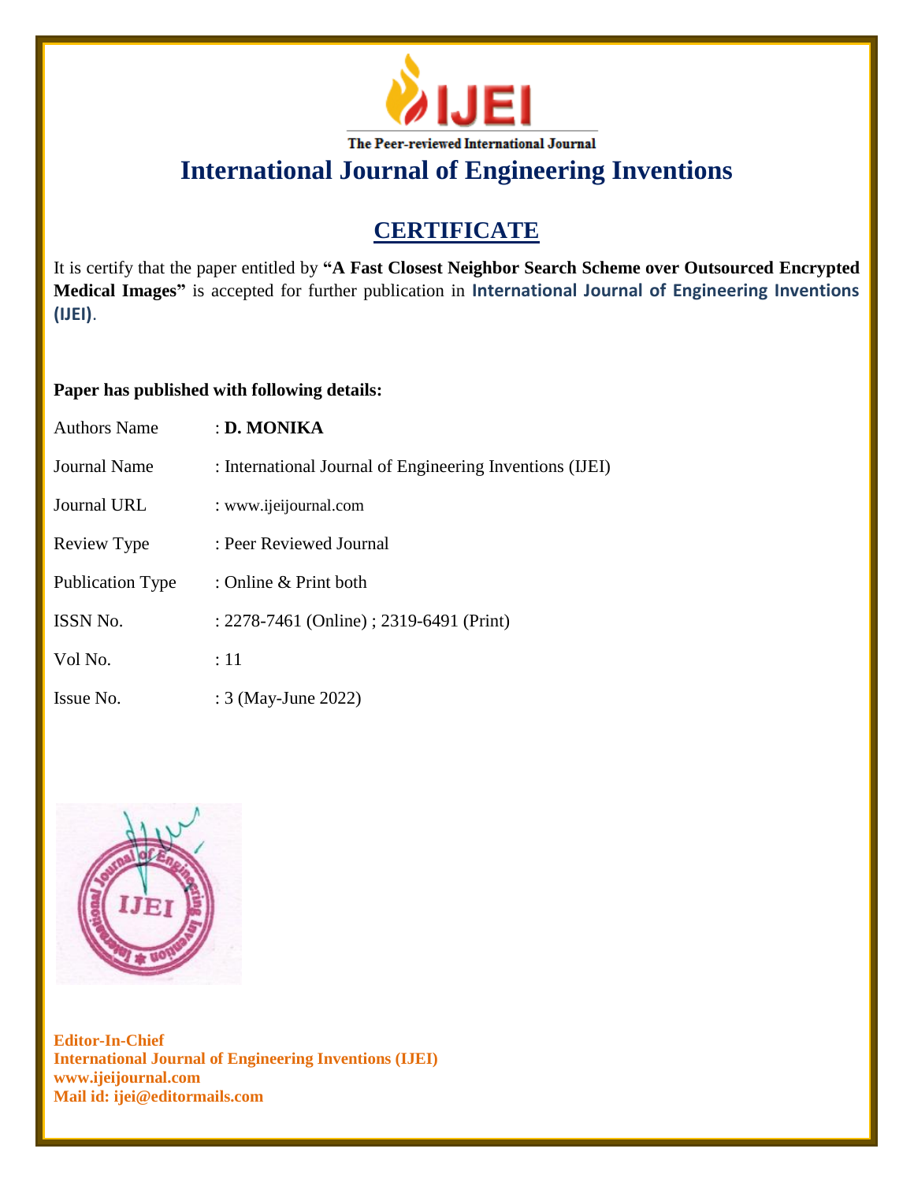IJEI

The Peer-reviewed International Journal

# International Journal of Engineering Inventions

## CERTIFICATE

It is certify that the paper entitled by **"A Fast Closest Neighbor Search Scheme over Outsourced Encrypted Medical Images"** is accepted for further publication in **International Journal of Engineering Inventions (IJEI)**.

**Paper has published with following details:**

| | |
|---|---|
| Authors Name | : **D. MONIKA** |
| Journal Name | : International Journal of Engineering Inventions (IJEI) |
| Journal URL | : www.ijeijournal.com |
| Review Type | : Peer Reviewed Journal |
| Publication Type | : Online & Print both |
| ISSN No. | : 2278-7461 (Online) ; 2319-6491 (Print) |
| Vol No. | : 11 |
| Issue No. | : 3 (May-June 2022) |

**Editor-In-Chief**
**International Journal of Engineering Inventions (IJEI)**
**www.ijeijournal.com**
**Mail id: ijei@editormails.com**